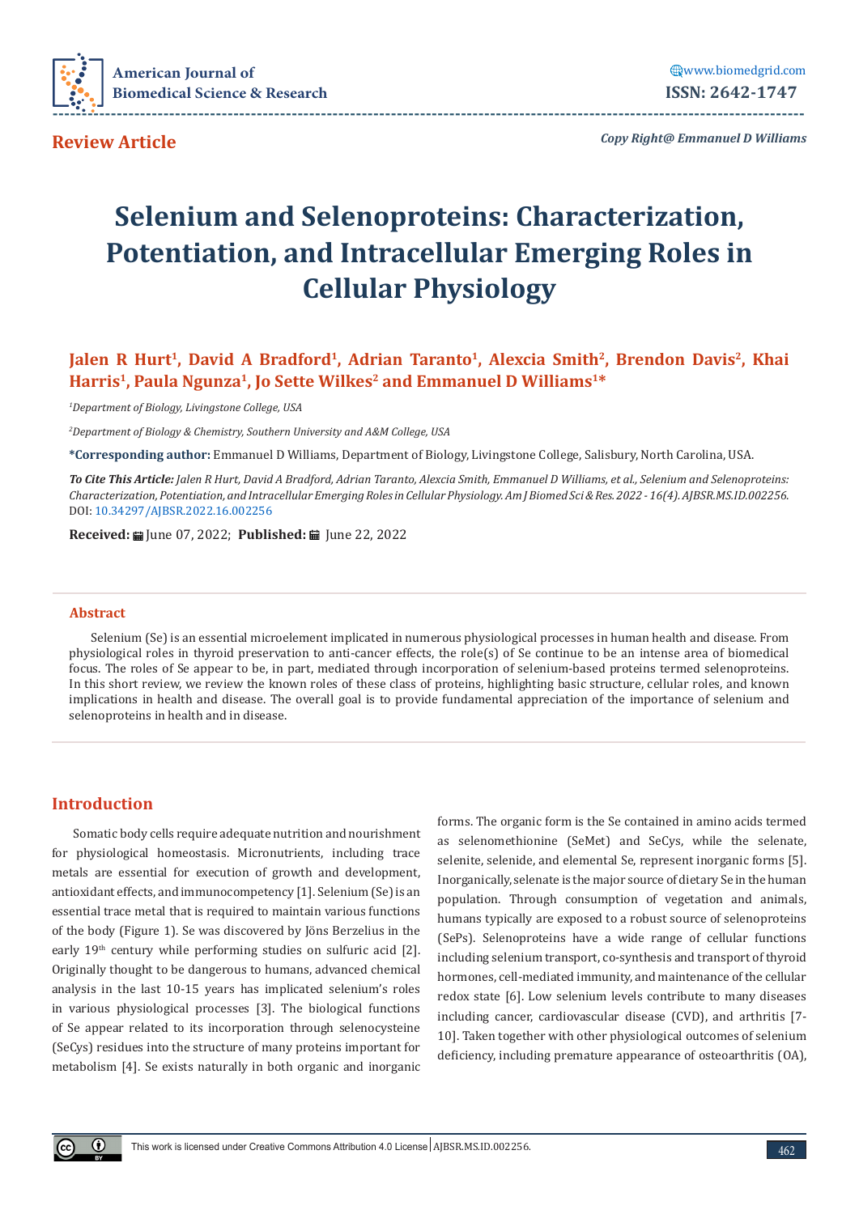**Review Article**

*Copy Right@ Emmanuel D Williams*

# Selenium and Selenoproteins: Characterization, Potentiation, and Intracellular Emerging Roles in Cellular Physiology

**Jalen R Hurt[1], David A Bradford[1], Adrian Taranto[1], Alexcia Smith[2], Brendon Davis[2], Khai Harris[1], Paula Ngunza[1], Jo Sette Wilkes[2] and Emmanuel D Williams[1]***

[1]*Department of Biology, Livingstone College, USA*

[2]*Department of Biology & Chemistry, Southern University and A&M College, USA*

***Corresponding author:** Emmanuel D Williams, Department of Biology, Livingstone College, Salisbury, North Carolina, USA.

***To Cite This Article:** Jalen R Hurt, David A Bradford, Adrian Taranto, Alexcia Smith, Emmanuel D Williams, et al., Selenium and Selenoproteins: Characterization, Potentiation, and Intracellular Emerging Roles in Cellular Physiology. Am J Biomed Sci & Res. 2022 - 16(4). AJBSR.MS.ID.002256.*
DOI: 10.34297/AJBSR.2022.16.002256

**Received:** June 07, 2022; **Published:** June 22, 2022

## Abstract

Selenium (Se) is an essential microelement implicated in numerous physiological processes in human health and disease. From physiological roles in thyroid preservation to anti-cancer effects, the role(s) of Se continue to be an intense area of biomedical focus. The roles of Se appear to be, in part, mediated through incorporation of selenium-based proteins termed selenoproteins. In this short review, we review the known roles of these class of proteins, highlighting basic structure, cellular roles, and known implications in health and disease. The overall goal is to provide fundamental appreciation of the importance of selenium and selenoproteins in health and in disease.

## Introduction

Somatic body cells require adequate nutrition and nourishment for physiological homeostasis. Micronutrients, including trace metals are essential for execution of growth and development, antioxidant effects, and immunocompetency [1]. Selenium (Se) is an essential trace metal that is required to maintain various functions of the body (Figure 1). Se was discovered by Jöns Berzelius in the early 19th century while performing studies on sulfuric acid [2]. Originally thought to be dangerous to humans, advanced chemical analysis in the last 10-15 years has implicated selenium's roles in various physiological processes [3]. The biological functions of Se appear related to its incorporation through selenocysteine (SeCys) residues into the structure of many proteins important for metabolism [4]. Se exists naturally in both organic and inorganic forms. The organic form is the Se contained in amino acids termed as selenomethionine (SeMet) and SeCys, while the selenate, selenite, selenide, and elemental Se, represent inorganic forms [5]. Inorganically, selenate is the major source of dietary Se in the human population. Through consumption of vegetation and animals, humans typically are exposed to a robust source of selenoproteins (SePs). Selenoproteins have a wide range of cellular functions including selenium transport, co-synthesis and transport of thyroid hormones, cell-mediated immunity, and maintenance of the cellular redox state [6]. Low selenium levels contribute to many diseases including cancer, cardiovascular disease (CVD), and arthritis [7-10]. Taken together with other physiological outcomes of selenium deficiency, including premature appearance of osteoarthritis (OA),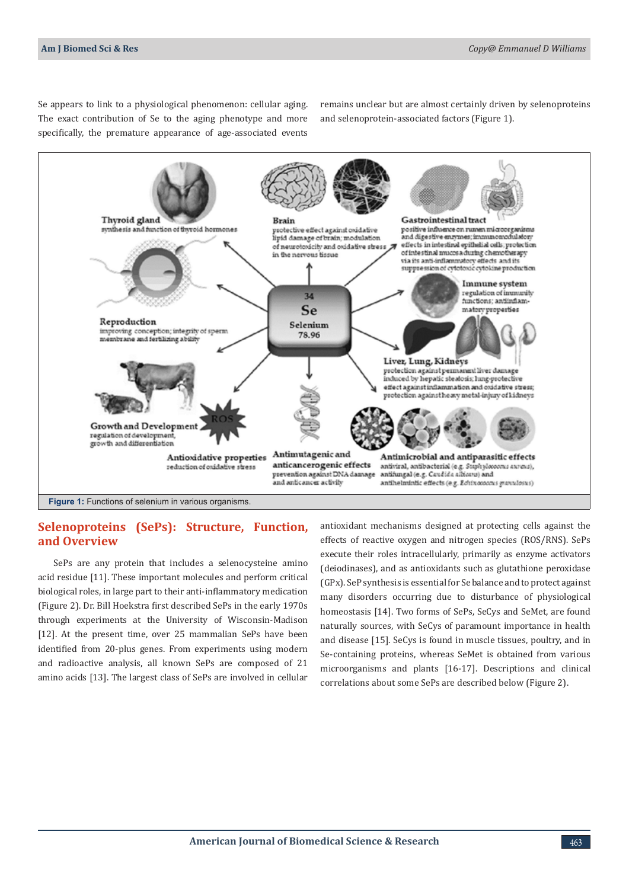Se appears to link to a physiological phenomenon: cellular aging. The exact contribution of Se to the aging phenotype and more specifically, the premature appearance of age-associated events remains unclear but are almost certainly driven by selenoproteins and selenoprotein-associated factors (Figure 1).

**Figure 1:** Functions of selenium in various organisms.

## Selenoproteins (SePs): Structure, Function, and Overview

SePs are any protein that includes a selenocysteine amino acid residue [11]. These important molecules and perform critical biological roles, in large part to their anti-inflammatory medication (Figure 2). Dr. Bill Hoekstra first described SePs in the early 1970s through experiments at the University of Wisconsin-Madison [12]. At the present time, over 25 mammalian SePs have been identified from 20-plus genes. From experiments using modern and radioactive analysis, all known SePs are composed of 21 amino acids [13]. The largest class of SePs are involved in cellular antioxidant mechanisms designed at protecting cells against the effects of reactive oxygen and nitrogen species (ROS/RNS). SePs execute their roles intracellularly, primarily as enzyme activators (deiodinases), and as antioxidants such as glutathione peroxidase (GPx). SeP synthesis is essential for Se balance and to protect against many disorders occurring due to disturbance of physiological homeostasis [14]. Two forms of SePs, SeCys and SeMet, are found naturally sources, with SeCys of paramount importance in health and disease [15]. SeCys is found in muscle tissues, poultry, and in Se-containing proteins, whereas SeMet is obtained from various microorganisms and plants [16-17]. Descriptions and clinical correlations about some SePs are described below (Figure 2).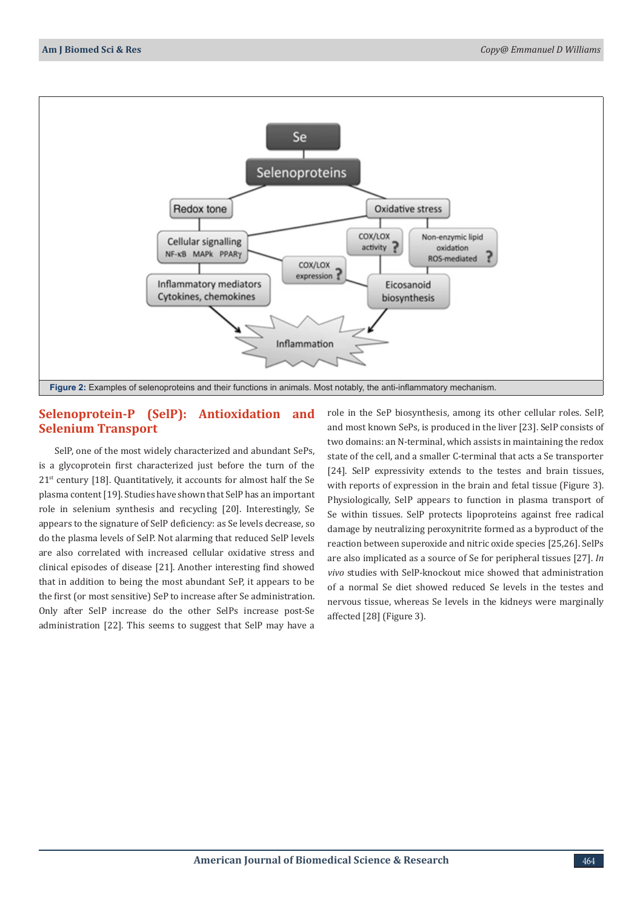Figure 2: Examples of selenoproteins and their functions in animals. Most notably, the anti-inflammatory mechanism.

## Selenoprotein-P (SelP): Antioxidation and Selenium Transport

SelP, one of the most widely characterized and abundant SePs, is a glycoprotein first characterized just before the turn of the 21st century [18]. Quantitatively, it accounts for almost half the Se plasma content [19]. Studies have shown that SelP has an important role in selenium synthesis and recycling [20]. Interestingly, Se appears to the signature of SelP deficiency: as Se levels decrease, so do the plasma levels of SelP. Not alarming that reduced SelP levels are also correlated with increased cellular oxidative stress and clinical episodes of disease [21]. Another interesting find showed that in addition to being the most abundant SeP, it appears to be the first (or most sensitive) SeP to increase after Se administration. Only after SelP increase do the other SelPs increase post-Se administration [22]. This seems to suggest that SelP may have a role in the SeP biosynthesis, among its other cellular roles. SelP, and most known SePs, is produced in the liver [23]. SelP consists of two domains: an N-terminal, which assists in maintaining the redox state of the cell, and a smaller C-terminal that acts a Se transporter [24]. SelP expressivity extends to the testes and brain tissues, with reports of expression in the brain and fetal tissue (Figure 3). Physiologically, SelP appears to function in plasma transport of Se within tissues. SelP protects lipoproteins against free radical damage by neutralizing peroxynitrite formed as a byproduct of the reaction between superoxide and nitric oxide species [25,26]. SelPs are also implicated as a source of Se for peripheral tissues [27]. *In vivo* studies with SelP-knockout mice showed that administration of a normal Se diet showed reduced Se levels in the testes and nervous tissue, whereas Se levels in the kidneys were marginally affected [28] (Figure 3).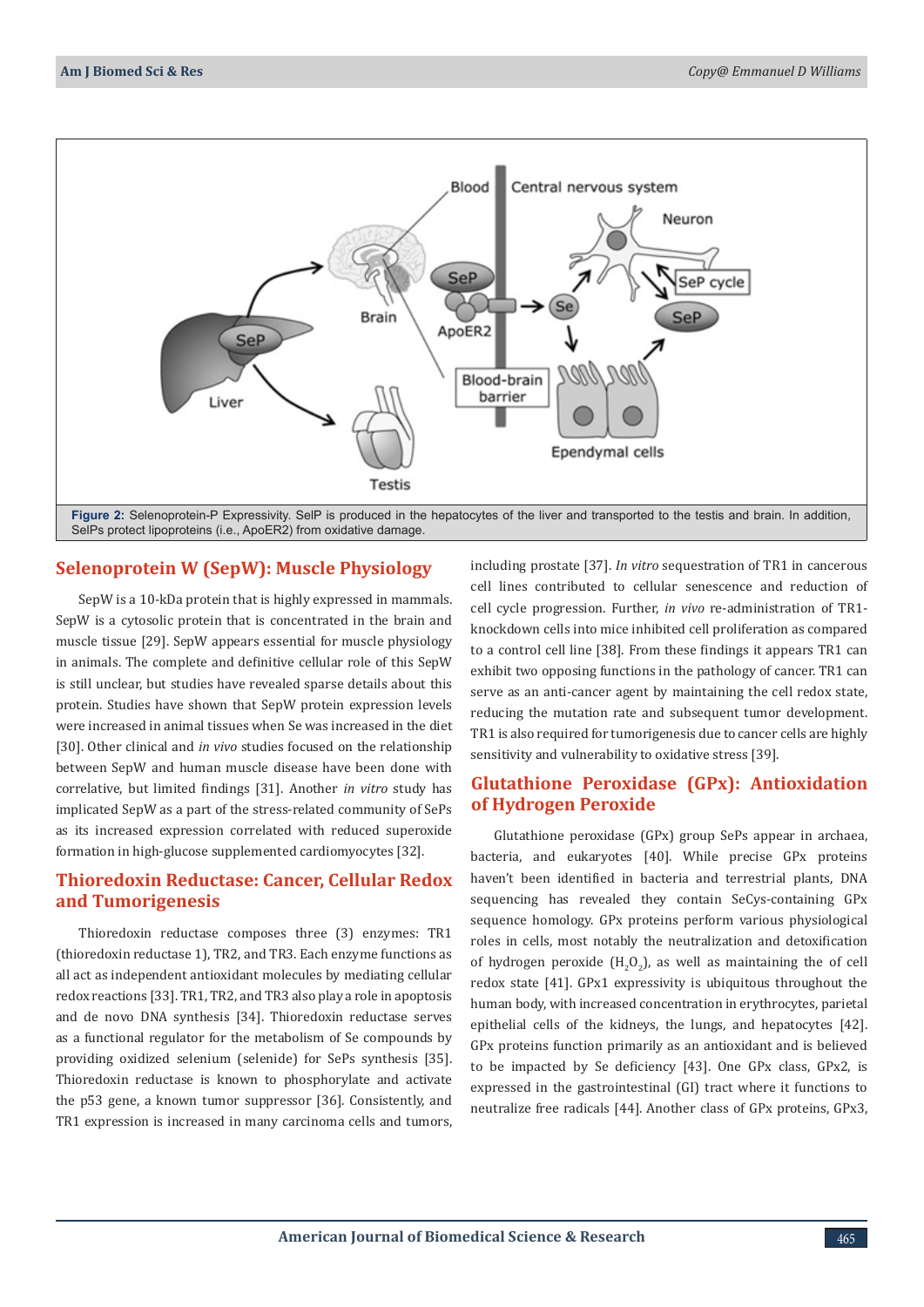Figure 2: Selenoprotein-P Expressivity. SelP is produced in the hepatocytes of the liver and transported to the testis and brain. In addition, SelPs protect lipoproteins (i.e., ApoER2) from oxidative damage.

## Selenoprotein W (SepW): Muscle Physiology

SepW is a 10-kDa protein that is highly expressed in mammals. SepW is a cytosolic protein that is concentrated in the brain and muscle tissue [29]. SepW appears essential for muscle physiology in animals. The complete and definitive cellular role of this SepW is still unclear, but studies have revealed sparse details about this protein. Studies have shown that SepW protein expression levels were increased in animal tissues when Se was increased in the diet [30]. Other clinical and *in vivo* studies focused on the relationship between SepW and human muscle disease have been done with correlative, but limited findings [31]. Another *in vitro* study has implicated SepW as a part of the stress-related community of SePs as its increased expression correlated with reduced superoxide formation in high-glucose supplemented cardiomyocytes [32].

## Thioredoxin Reductase: Cancer, Cellular Redox and Tumorigenesis

Thioredoxin reductase composes three (3) enzymes: TR1 (thioredoxin reductase 1), TR2, and TR3. Each enzyme functions as all act as independent antioxidant molecules by mediating cellular redox reactions [33]. TR1, TR2, and TR3 also play a role in apoptosis and de novo DNA synthesis [34]. Thioredoxin reductase serves as a functional regulator for the metabolism of Se compounds by providing oxidized selenium (selenide) for SePs synthesis [35]. Thioredoxin reductase is known to phosphorylate and activate the p53 gene, a known tumor suppressor [36]. Consistently, and TR1 expression is increased in many carcinoma cells and tumors, including prostate [37]. *In vitro* sequestration of TR1 in cancerous cell lines contributed to cellular senescence and reduction of cell cycle progression. Further, *in vivo* re-administration of TR1-knockdown cells into mice inhibited cell proliferation as compared to a control cell line [38]. From these findings it appears TR1 can exhibit two opposing functions in the pathology of cancer. TR1 can serve as an anti-cancer agent by maintaining the cell redox state, reducing the mutation rate and subsequent tumor development. TR1 is also required for tumorigenesis due to cancer cells are highly sensitivity and vulnerability to oxidative stress [39].

## Glutathione Peroxidase (GPx): Antioxidation of Hydrogen Peroxide

Glutathione peroxidase (GPx) group SePs appear in archaea, bacteria, and eukaryotes [40]. While precise GPx proteins haven't been identified in bacteria and terrestrial plants, DNA sequencing has revealed they contain SeCys-containing GPx sequence homology. GPx proteins perform various physiological roles in cells, most notably the neutralization and detoxification of hydrogen peroxide ($H_2O_2$), as well as maintaining the of cell redox state [41]. GPx1 expressivity is ubiquitous throughout the human body, with increased concentration in erythrocytes, parietal epithelial cells of the kidneys, the lungs, and hepatocytes [42]. GPx proteins function primarily as an antioxidant and is believed to be impacted by Se deficiency [43]. One GPx class, GPx2, is expressed in the gastrointestinal (GI) tract where it functions to neutralize free radicals [44]. Another class of GPx proteins, GPx3,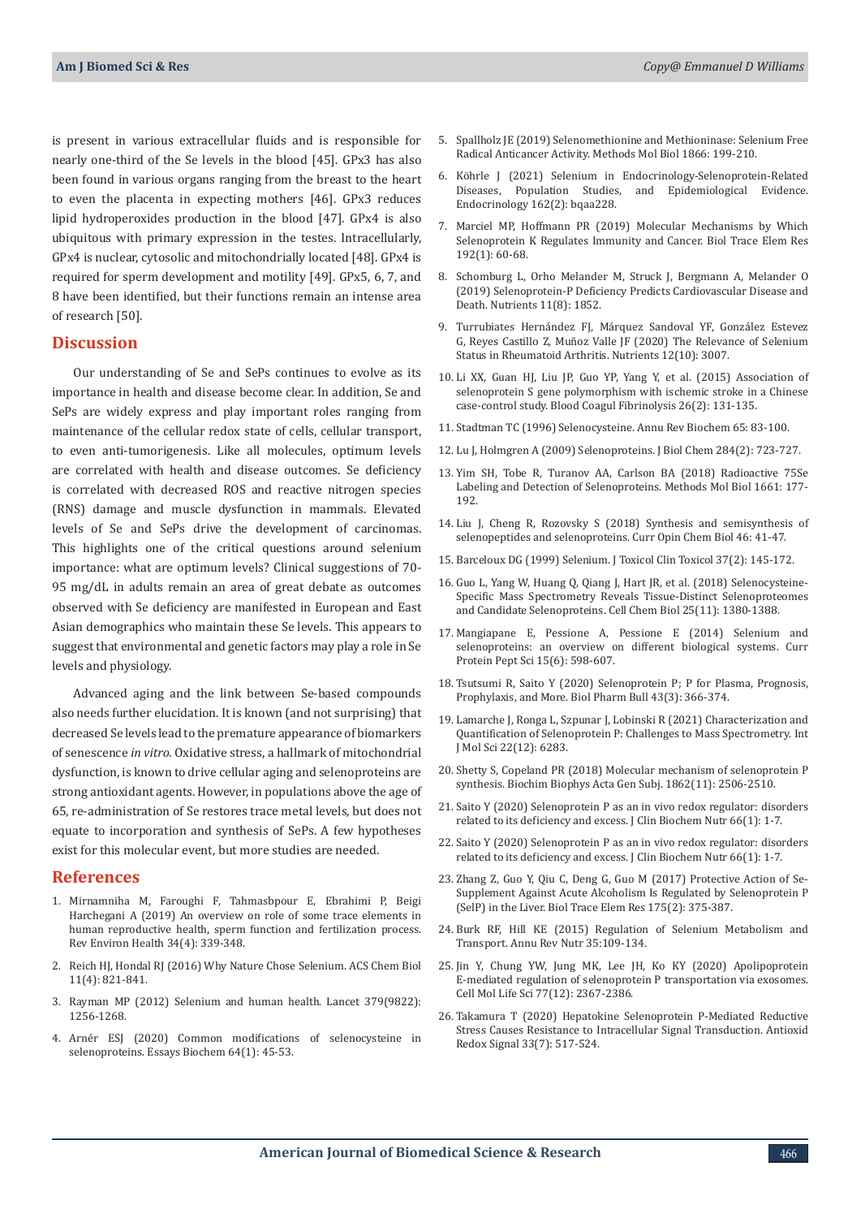is present in various extracellular fluids and is responsible for nearly one-third of the Se levels in the blood [45]. GPx3 has also been found in various organs ranging from the breast to the heart to even the placenta in expecting mothers [46]. GPx3 reduces lipid hydroperoxides production in the blood [47]. GPx4 is also ubiquitous with primary expression in the testes. Intracellularly, GPx4 is nuclear, cytosolic and mitochondrially located [48]. GPx4 is required for sperm development and motility [49]. GPx5, 6, 7, and 8 have been identified, but their functions remain an intense area of research [50].

## Discussion

Our understanding of Se and SePs continues to evolve as its importance in health and disease become clear. In addition, Se and SePs are widely express and play important roles ranging from maintenance of the cellular redox state of cells, cellular transport, to even anti-tumorigenesis. Like all molecules, optimum levels are correlated with health and disease outcomes. Se deficiency is correlated with decreased ROS and reactive nitrogen species (RNS) damage and muscle dysfunction in mammals. Elevated levels of Se and SePs drive the development of carcinomas. This highlights one of the critical questions around selenium importance: what are optimum levels? Clinical suggestions of 70-95 mg/dL in adults remain an area of great debate as outcomes observed with Se deficiency are manifested in European and East Asian demographics who maintain these Se levels. This appears to suggest that environmental and genetic factors may play a role in Se levels and physiology.

Advanced aging and the link between Se-based compounds also needs further elucidation. It is known (and not surprising) that decreased Se levels lead to the premature appearance of biomarkers of senescence *in vitro*. Oxidative stress, a hallmark of mitochondrial dysfunction, is known to drive cellular aging and selenoproteins are strong antioxidant agents. However, in populations above the age of 65, re-administration of Se restores trace metal levels, but does not equate to incorporation and synthesis of SePs. A few hypotheses exist for this molecular event, but more studies are needed.

## References

1. Mirnamniha M, Faroughi F, Tahmasbpour E, Ebrahimi P, Beigi Harchegani A (2019) An overview on role of some trace elements in human reproductive health, sperm function and fertilization process. Rev Environ Health 34(4): 339-348.
2. Reich HJ, Hondal RJ (2016) Why Nature Chose Selenium. ACS Chem Biol 11(4): 821-841.
3. Rayman MP (2012) Selenium and human health. Lancet 379(9822): 1256-1268.
4. Arnér ESJ (2020) Common modifications of selenocysteine in selenoproteins. Essays Biochem 64(1): 45-53.
5. Spallholz JE (2019) Selenomethionine and Methioninase: Selenium Free Radical Anticancer Activity. Methods Mol Biol 1866: 199-210.
6. Köhrle J (2021) Selenium in Endocrinology-Selenoprotein-Related Diseases, Population Studies, and Epidemiological Evidence. Endocrinology 162(2): bqaa228.
7. Marciel MP, Hoffmann PR (2019) Molecular Mechanisms by Which Selenoprotein K Regulates Immunity and Cancer. Biol Trace Elem Res 192(1): 60-68.
8. Schomburg L, Orho Melander M, Struck J, Bergmann A, Melander O (2019) Selenoprotein-P Deficiency Predicts Cardiovascular Disease and Death. Nutrients 11(8): 1852.
9. Turrubiates Hernández FJ, Márquez Sandoval YF, González Estevez G, Reyes Castillo Z, Muñoz Valle JF (2020) The Relevance of Selenium Status in Rheumatoid Arthritis. Nutrients 12(10): 3007.
10. Li XX, Guan HJ, Liu JP, Guo YP, Yang Y, et al. (2015) Association of selenoprotein S gene polymorphism with ischemic stroke in a Chinese case-control study. Blood Coagul Fibrinolysis 26(2): 131-135.
11. Stadtman TC (1996) Selenocysteine. Annu Rev Biochem 65: 83-100.
12. Lu J, Holmgren A (2009) Selenoproteins. J Biol Chem 284(2): 723-727.
13. Yim SH, Tobe R, Turanov AA, Carlson BA (2018) Radioactive 75Se Labeling and Detection of Selenoproteins. Methods Mol Biol 1661: 177-192.
14. Liu J, Cheng R, Rozovsky S (2018) Synthesis and semisynthesis of selenopeptides and selenoproteins. Curr Opin Chem Biol 46: 41-47.
15. Barceloux DG (1999) Selenium. J Toxicol Clin Toxicol 37(2): 145-172.
16. Guo L, Yang W, Huang Q, Qiang J, Hart JR, et al. (2018) Selenocysteine-Specific Mass Spectrometry Reveals Tissue-Distinct Selenoproteomes and Candidate Selenoproteins. Cell Chem Biol 25(11): 1380-1388.
17. Mangiapane E, Pessione A, Pessione E (2014) Selenium and selenoproteins: an overview on different biological systems. Curr Protein Pept Sci 15(6): 598-607.
18. Tsutsumi R, Saito Y (2020) Selenoprotein P; P for Plasma, Prognosis, Prophylaxis, and More. Biol Pharm Bull 43(3): 366-374.
19. Lamarche J, Ronga L, Szpunar J, Lobinski R (2021) Characterization and Quantification of Selenoprotein P: Challenges to Mass Spectrometry. Int J Mol Sci 22(12): 6283.
20. Shetty S, Copeland PR (2018) Molecular mechanism of selenoprotein P synthesis. Biochim Biophys Acta Gen Subj. 1862(11): 2506-2510.
21. Saito Y (2020) Selenoprotein P as an in vivo redox regulator: disorders related to its deficiency and excess. J Clin Biochem Nutr 66(1): 1-7.
22. Saito Y (2020) Selenoprotein P as an in vivo redox regulator: disorders related to its deficiency and excess. J Clin Biochem Nutr 66(1): 1-7.
23. Zhang Z, Guo Y, Qiu C, Deng G, Guo M (2017) Protective Action of Se-Supplement Against Acute Alcoholism Is Regulated by Selenoprotein P (SelP) in the Liver. Biol Trace Elem Res 175(2): 375-387.
24. Burk RF, Hill KE (2015) Regulation of Selenium Metabolism and Transport. Annu Rev Nutr 35:109-134.
25. Jin Y, Chung YW, Jung MK, Lee JH, Ko KY (2020) Apolipoprotein E-mediated regulation of selenoprotein P transportation via exosomes. Cell Mol Life Sci 77(12): 2367-2386.
26. Takamura T (2020) Hepatokine Selenoprotein P-Mediated Reductive Stress Causes Resistance to Intracellular Signal Transduction. Antioxid Redox Signal 33(7): 517-524.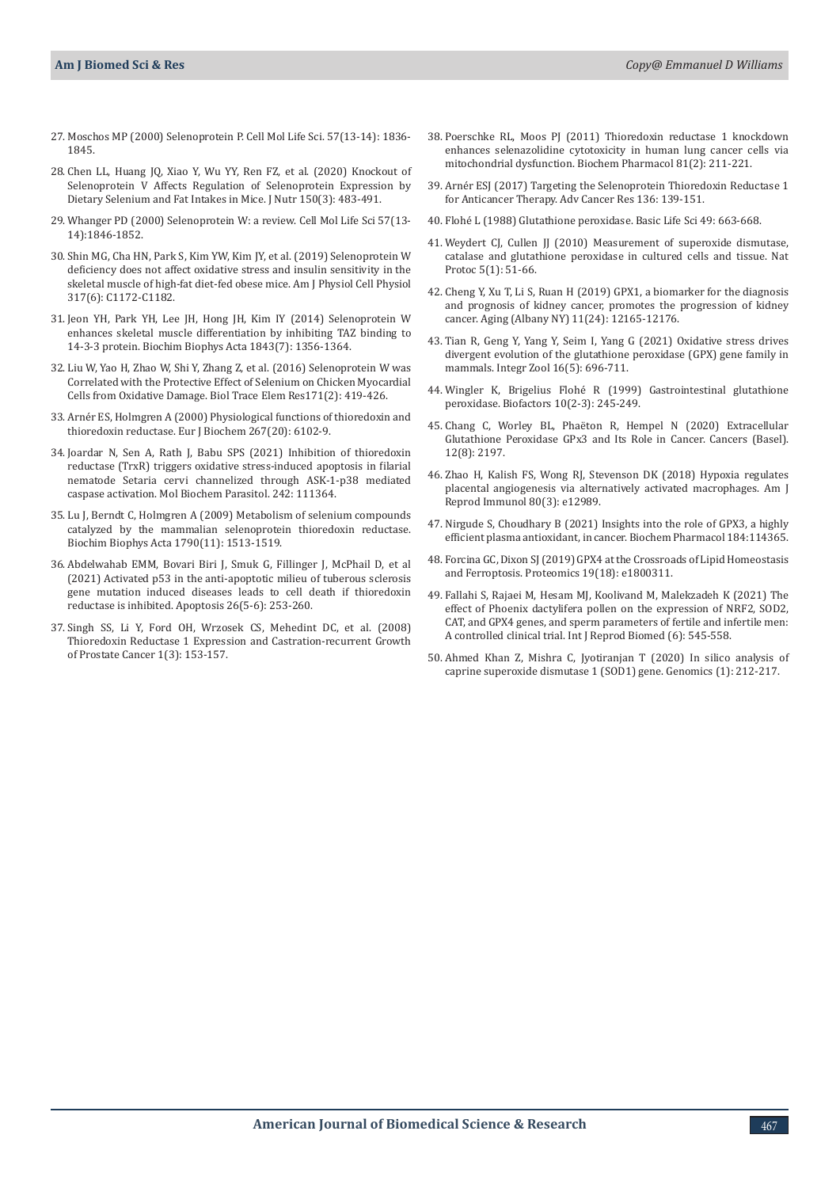27. Moschos MP (2000) Selenoprotein P. Cell Mol Life Sci. 57(13-14): 1836-1845.
28. Chen LL, Huang JQ, Xiao Y, Wu YY, Ren FZ, et al. (2020) Knockout of Selenoprotein V Affects Regulation of Selenoprotein Expression by Dietary Selenium and Fat Intakes in Mice. J Nutr 150(3): 483-491.
29. Whanger PD (2000) Selenoprotein W: a review. Cell Mol Life Sci 57(13-14):1846-1852.
30. Shin MG, Cha HN, Park S, Kim YW, Kim JY, et al. (2019) Selenoprotein W deficiency does not affect oxidative stress and insulin sensitivity in the skeletal muscle of high-fat diet-fed obese mice. Am J Physiol Cell Physiol 317(6): C1172-C1182.
31. Jeon YH, Park YH, Lee JH, Hong JH, Kim IY (2014) Selenoprotein W enhances skeletal muscle differentiation by inhibiting TAZ binding to 14-3-3 protein. Biochim Biophys Acta 1843(7): 1356-1364.
32. Liu W, Yao H, Zhao W, Shi Y, Zhang Z, et al. (2016) Selenoprotein W was Correlated with the Protective Effect of Selenium on Chicken Myocardial Cells from Oxidative Damage. Biol Trace Elem Res171(2): 419-426.
33. Arnér ES, Holmgren A (2000) Physiological functions of thioredoxin and thioredoxin reductase. Eur J Biochem 267(20): 6102-9.
34. Joardar N, Sen A, Rath J, Babu SPS (2021) Inhibition of thioredoxin reductase (TrxR) triggers oxidative stress-induced apoptosis in filarial nematode Setaria cervi channelized through ASK-1-p38 mediated caspase activation. Mol Biochem Parasitol. 242: 111364.
35. Lu J, Berndt C, Holmgren A (2009) Metabolism of selenium compounds catalyzed by the mammalian selenoprotein thioredoxin reductase. Biochim Biophys Acta 1790(11): 1513-1519.
36. Abdelwahab EMM, Bovari Biri J, Smuk G, Fillinger J, McPhail D, et al (2021) Activated p53 in the anti-apoptotic milieu of tuberous sclerosis gene mutation induced diseases leads to cell death if thioredoxin reductase is inhibited. Apoptosis 26(5-6): 253-260.
37. Singh SS, Li Y, Ford OH, Wrzosek CS, Mehedint DC, et al. (2008) Thioredoxin Reductase 1 Expression and Castration-recurrent Growth of Prostate Cancer 1(3): 153-157.
38. Poerschke RL, Moos PJ (2011) Thioredoxin reductase 1 knockdown enhances selenazolidine cytotoxicity in human lung cancer cells via mitochondrial dysfunction. Biochem Pharmacol 81(2): 211-221.
39. Arnér ESJ (2017) Targeting the Selenoprotein Thioredoxin Reductase 1 for Anticancer Therapy. Adv Cancer Res 136: 139-151.
40. Flohé L (1988) Glutathione peroxidase. Basic Life Sci 49: 663-668.
41. Weydert CJ, Cullen JJ (2010) Measurement of superoxide dismutase, catalase and glutathione peroxidase in cultured cells and tissue. Nat Protoc 5(1): 51-66.
42. Cheng Y, Xu T, Li S, Ruan H (2019) GPX1, a biomarker for the diagnosis and prognosis of kidney cancer, promotes the progression of kidney cancer. Aging (Albany NY) 11(24): 12165-12176.
43. Tian R, Geng Y, Yang Y, Seim I, Yang G (2021) Oxidative stress drives divergent evolution of the glutathione peroxidase (GPX) gene family in mammals. Integr Zool 16(5): 696-711.
44. Wingler K, Brigelius Flohé R (1999) Gastrointestinal glutathione peroxidase. Biofactors 10(2-3): 245-249.
45. Chang C, Worley BL, Phaëton R, Hempel N (2020) Extracellular Glutathione Peroxidase GPx3 and Its Role in Cancer. Cancers (Basel). 12(8): 2197.
46. Zhao H, Kalish FS, Wong RJ, Stevenson DK (2018) Hypoxia regulates placental angiogenesis via alternatively activated macrophages. Am J Reprod Immunol 80(3): e12989.
47. Nirgude S, Choudhary B (2021) Insights into the role of GPX3, a highly efficient plasma antioxidant, in cancer. Biochem Pharmacol 184:114365.
48. Forcina GC, Dixon SJ (2019) GPX4 at the Crossroads of Lipid Homeostasis and Ferroptosis. Proteomics 19(18): e1800311.
49. Fallahi S, Rajaei M, Hesam MJ, Koolivand M, Malekzadeh K (2021) The effect of Phoenix dactylifera pollen on the expression of NRF2, SOD2, CAT, and GPX4 genes, and sperm parameters of fertile and infertile men: A controlled clinical trial. Int J Reprod Biomed (6): 545-558.
50. Ahmed Khan Z, Mishra C, Jyotiranjan T (2020) In silico analysis of caprine superoxide dismutase 1 (SOD1) gene. Genomics (1): 212-217.